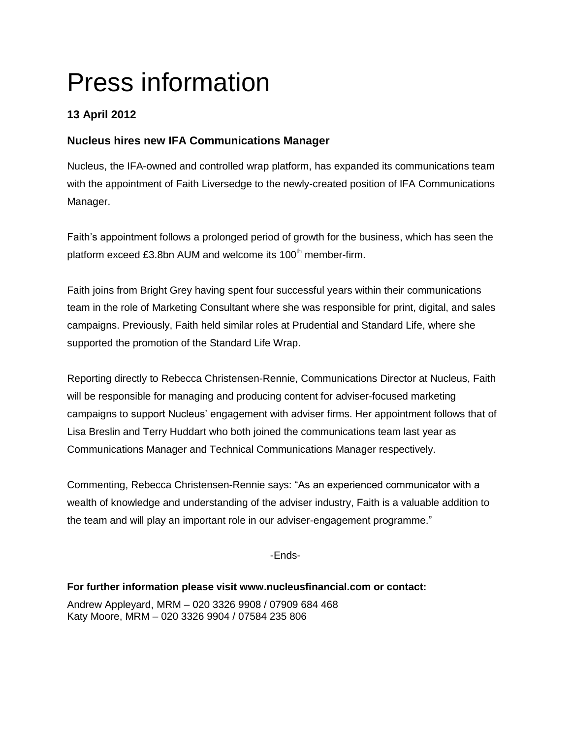# Press information

**13 April 2012**

### Nucleus hires new IFA Communications Manager

Nucleus, the IFA-owned and controlled wrap platform, has expanded its communications team with the appointment of Faith Liversedge to the newly-created position of IFA Communications Manager.

Faith's appointment follows a prolonged period of growth for the business, which has seen the platform exceed £3.8bn AUM and welcome its 100th member-firm.

Faith joins from Bright Grey having spent four successful years within their communications team in the role of Marketing Consultant where she was responsible for print, digital, and sales campaigns. Previously, Faith held similar roles at Prudential and Standard Life, where she supported the promotion of the Standard Life Wrap.

Reporting directly to Rebecca Christensen-Rennie, Communications Director at Nucleus, Faith will be responsible for managing and producing content for adviser-focused marketing campaigns to support Nucleus' engagement with adviser firms. Her appointment follows that of Lisa Breslin and Terry Huddart who both joined the communications team last year as Communications Manager and Technical Communications Manager respectively.

Commenting, Rebecca Christensen-Rennie says: "As an experienced communicator with a wealth of knowledge and understanding of the adviser industry, Faith is a valuable addition to the team and will play an important role in our adviser-engagement programme."

-Ends-

**For further information please visit www.nucleusfinancial.com or contact:**

Andrew Appleyard, MRM – 020 3326 9908 / 07909 684 468
Katy Moore, MRM – 020 3326 9904 / 07584 235 806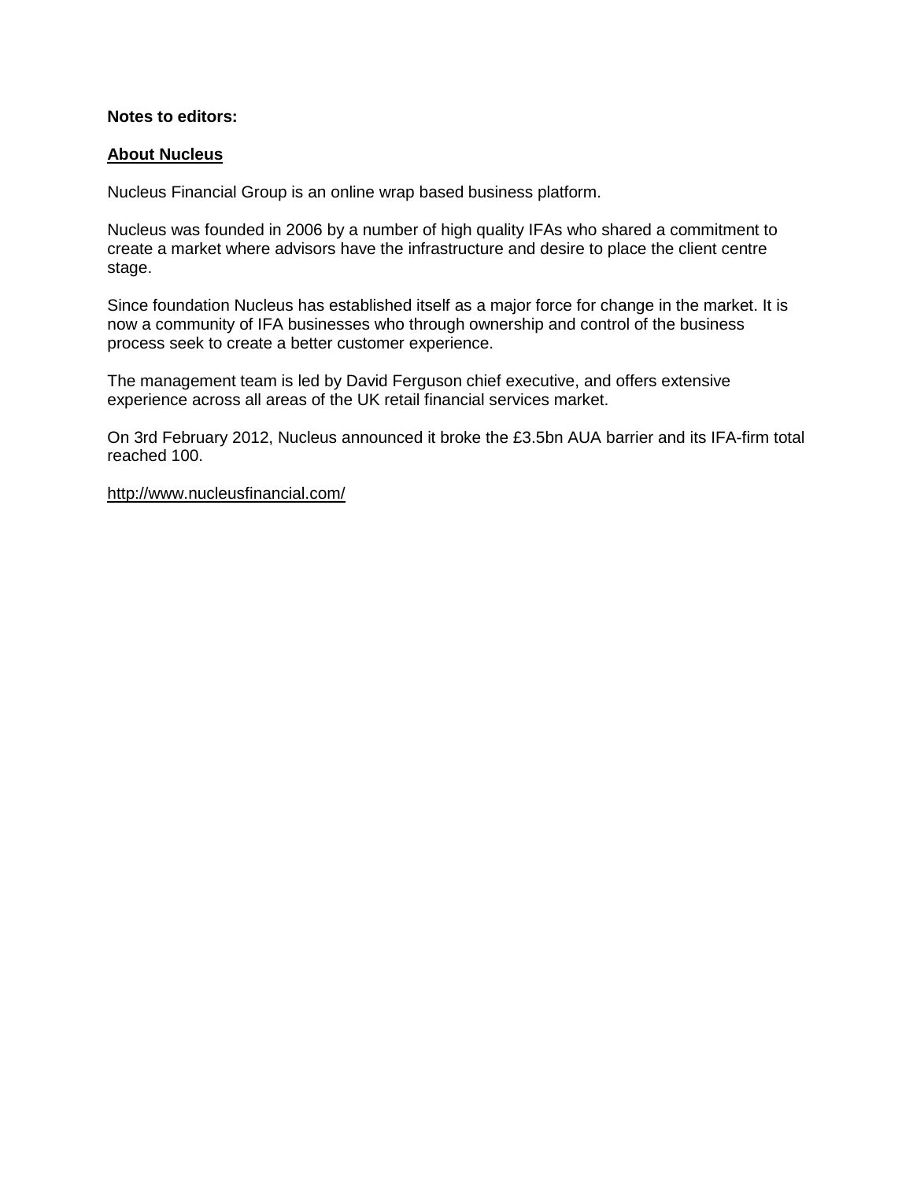**Notes to editors:**

**About Nucleus**

Nucleus Financial Group is an online wrap based business platform.

Nucleus was founded in 2006 by a number of high quality IFAs who shared a commitment to create a market where advisors have the infrastructure and desire to place the client centre stage.

Since foundation Nucleus has established itself as a major force for change in the market. It is now a community of IFA businesses who through ownership and control of the business process seek to create a better customer experience.

The management team is led by David Ferguson chief executive, and offers extensive experience across all areas of the UK retail financial services market.

On 3rd February 2012, Nucleus announced it broke the £3.5bn AUA barrier and its IFA-firm total reached 100.

http://www.nucleusfinancial.com/